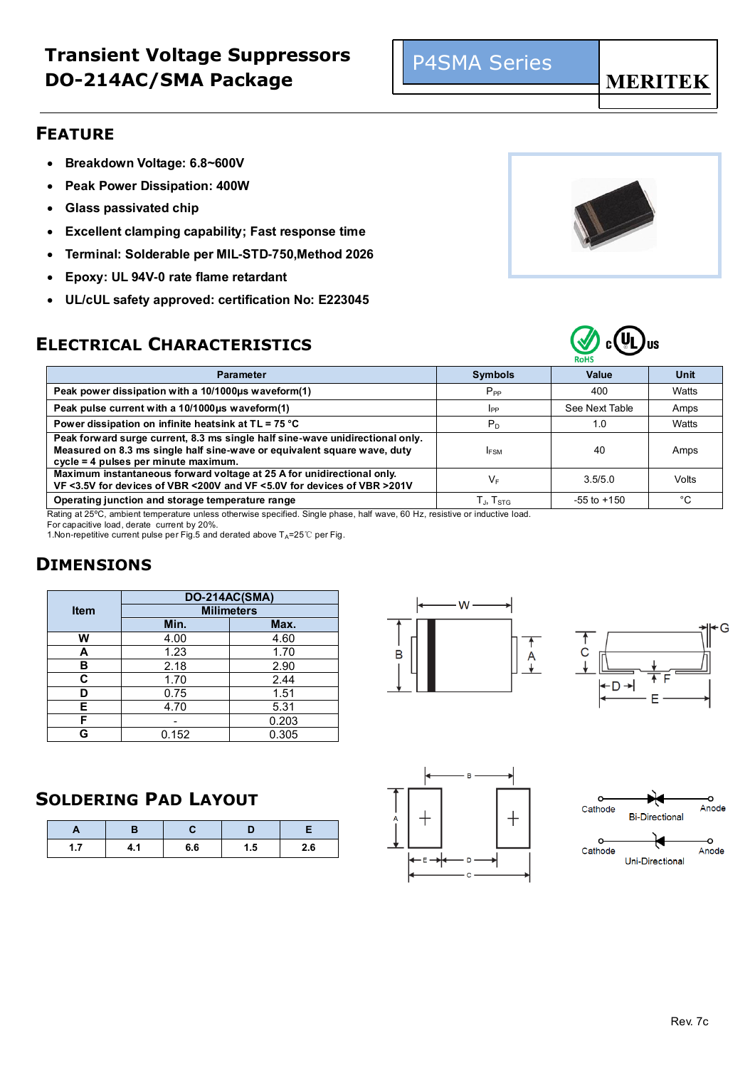# Transient Voltage Suppressors DO-214AC/SMA Package

P4SMA Series

MERITEK

## FEATURE

- Breakdown Voltage: 6.8~600V
- Peak Power Dissipation: 400W
- Glass passivated chip
- Excellent clamping capability; Fast response time
- Terminal: Solderable per MIL-STD-750,Method 2026
- Epoxy: UL 94V-0 rate flame retardant
- UL/cUL safety approved: certification No: E223045

## ELECTRICAL CHARACTERISTICS

RoHS c UL us

| Parameter | Symbols | Value | Unit |
|---|---|---|---|
| Peak power dissipation with a 10/1000μs waveform(1) | $P_{PP}$ | 400 | Watts |
| Peak pulse current with a 10/1000μs waveform(1) | $I_{PP}$ | See Next Table | Amps |
| Power dissipation on infinite heatsink at TL = 75 °C | $P_D$ | 1.0 | Watts |
| Peak forward surge current, 8.3 ms single half sine-wave unidirectional only. Measured on 8.3 ms single half sine-wave or equivalent square wave, duty cycle = 4 pulses per minute maximum. | $I_{FSM}$ | 40 | Amps |
| Maximum instantaneous forward voltage at 25 A for unidirectional only. VF <3.5V for devices of VBR <200V and VF <5.0V for devices of VBR >201V | $V_F$ | 3.5/5.0 | Volts |
| Operating junction and storage temperature range | $T_J$, $T_{STG}$ | -55 to +150 | °C |

Rating at 25℃, ambient temperature unless otherwise specified. Single phase, half wave, 60 Hz, resistive or inductive load.
For capacitive load, derate current by 20%.
1.Non-repetitive current pulse per Fig.5 and derated above $T_A$=25℃ per Fig.

## DIMENSIONS

| Item | DO-214AC(SMA) | |
|---|---|---|
| | Milimeters | |
| | Min. | Max. |
| W | 4.00 | 4.60 |
| A | 1.23 | 1.70 |
| B | 2.18 | 2.90 |
| C | 1.70 | 2.44 |
| D | 0.75 | 1.51 |
| E | 4.70 | 5.31 |
| F | - | 0.203 |
| G | 0.152 | 0.305 |

W B A C G D F E

## SOLDERING PAD LAYOUT

| A | B | C | D | E |
|---|---|---|---|---|
| 1.7 | 4.1 | 6.6 | 1.5 | 2.6 |

B A E D C

Cathode Anode Bi-Directional

Cathode Anode Uni-Directional

Rev. 7c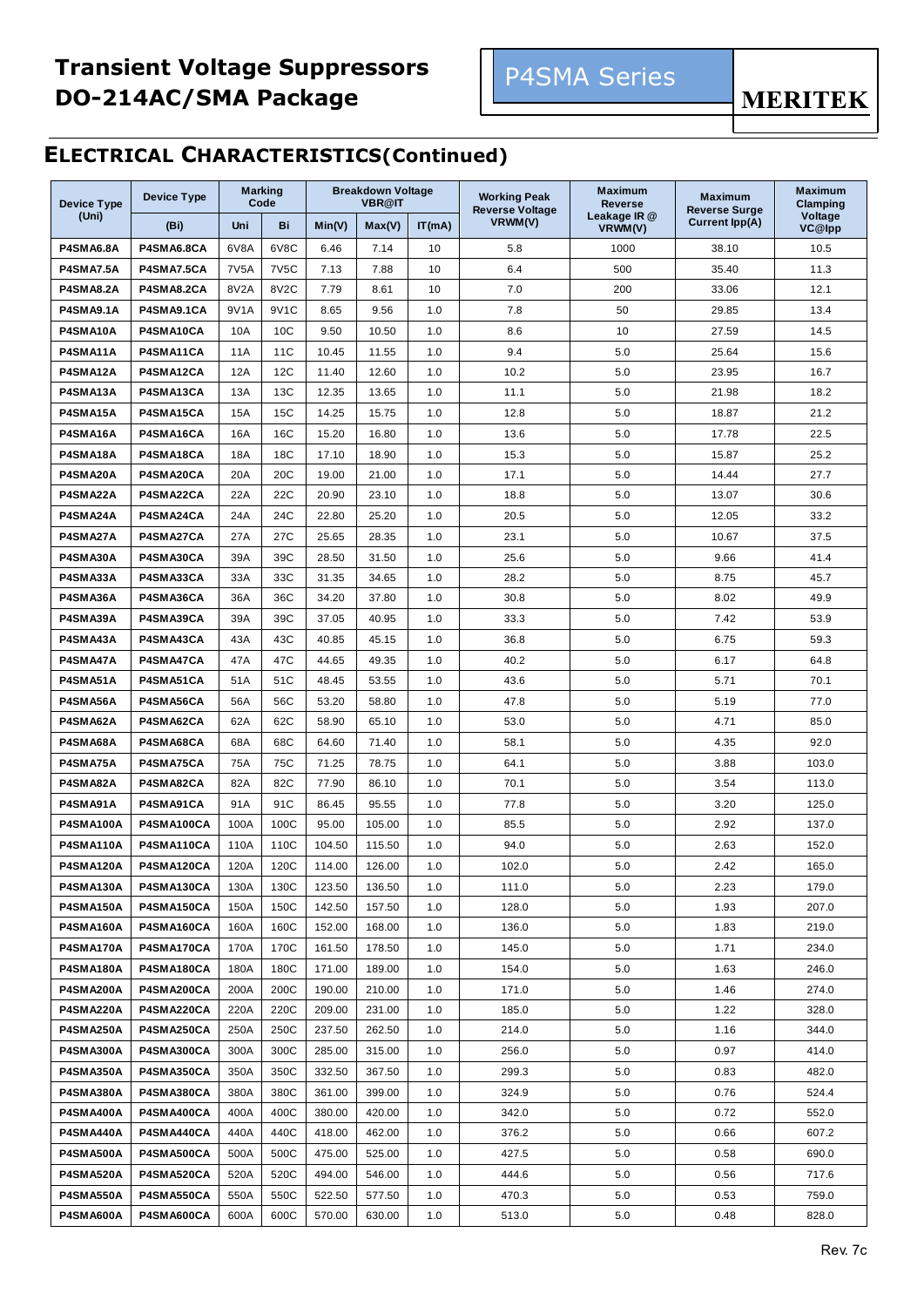# Transient Voltage Suppressors DO-214AC/SMA Package

P4SMA Series

MERITEK

## ELECTRICAL CHARACTERISTICS(Continued)

| Device Type (Uni) | Device Type | Marking Code | | Breakdown Voltage VBR@IT | | | Working Peak Reverse Voltage VRWM(V) | Maximum Reverse Leakage IR @ VRWM(V) | Maximum Reverse Surge Current Ipp(A) | Maximum Clamping Voltage VC@Ipp |
|---|---|---|---|---|---|---|---|---|---|---|
| | (Bi) | Uni | Bi | Min(V) | Max(V) | IT(mA) | | | | |
| P4SMA6.8A | P4SMA6.8CA | 6V8A | 6V8C | 6.46 | 7.14 | 10 | 5.8 | 1000 | 38.10 | 10.5 |
| P4SMA7.5A | P4SMA7.5CA | 7V5A | 7V5C | 7.13 | 7.88 | 10 | 6.4 | 500 | 35.40 | 11.3 |
| P4SMA8.2A | P4SMA8.2CA | 8V2A | 8V2C | 7.79 | 8.61 | 10 | 7.0 | 200 | 33.06 | 12.1 |
| P4SMA9.1A | P4SMA9.1CA | 9V1A | 9V1C | 8.65 | 9.56 | 1.0 | 7.8 | 50 | 29.85 | 13.4 |
| P4SMA10A | P4SMA10CA | 10A | 10C | 9.50 | 10.50 | 1.0 | 8.6 | 10 | 27.59 | 14.5 |
| P4SMA11A | P4SMA11CA | 11A | 11C | 10.45 | 11.55 | 1.0 | 9.4 | 5.0 | 25.64 | 15.6 |
| P4SMA12A | P4SMA12CA | 12A | 12C | 11.40 | 12.60 | 1.0 | 10.2 | 5.0 | 23.95 | 16.7 |
| P4SMA13A | P4SMA13CA | 13A | 13C | 12.35 | 13.65 | 1.0 | 11.1 | 5.0 | 21.98 | 18.2 |
| P4SMA15A | P4SMA15CA | 15A | 15C | 14.25 | 15.75 | 1.0 | 12.8 | 5.0 | 18.87 | 21.2 |
| P4SMA16A | P4SMA16CA | 16A | 16C | 15.20 | 16.80 | 1.0 | 13.6 | 5.0 | 17.78 | 22.5 |
| P4SMA18A | P4SMA18CA | 18A | 18C | 17.10 | 18.90 | 1.0 | 15.3 | 5.0 | 15.87 | 25.2 |
| P4SMA20A | P4SMA20CA | 20A | 20C | 19.00 | 21.00 | 1.0 | 17.1 | 5.0 | 14.44 | 27.7 |
| P4SMA22A | P4SMA22CA | 22A | 22C | 20.90 | 23.10 | 1.0 | 18.8 | 5.0 | 13.07 | 30.6 |
| P4SMA24A | P4SMA24CA | 24A | 24C | 22.80 | 25.20 | 1.0 | 20.5 | 5.0 | 12.05 | 33.2 |
| P4SMA27A | P4SMA27CA | 27A | 27C | 25.65 | 28.35 | 1.0 | 23.1 | 5.0 | 10.67 | 37.5 |
| P4SMA30A | P4SMA30CA | 39A | 39C | 28.50 | 31.50 | 1.0 | 25.6 | 5.0 | 9.66 | 41.4 |
| P4SMA33A | P4SMA33CA | 33A | 33C | 31.35 | 34.65 | 1.0 | 28.2 | 5.0 | 8.75 | 45.7 |
| P4SMA36A | P4SMA36CA | 36A | 36C | 34.20 | 37.80 | 1.0 | 30.8 | 5.0 | 8.02 | 49.9 |
| P4SMA39A | P4SMA39CA | 39A | 39C | 37.05 | 40.95 | 1.0 | 33.3 | 5.0 | 7.42 | 53.9 |
| P4SMA43A | P4SMA43CA | 43A | 43C | 40.85 | 45.15 | 1.0 | 36.8 | 5.0 | 6.75 | 59.3 |
| P4SMA47A | P4SMA47CA | 47A | 47C | 44.65 | 49.35 | 1.0 | 40.2 | 5.0 | 6.17 | 64.8 |
| P4SMA51A | P4SMA51CA | 51A | 51C | 48.45 | 53.55 | 1.0 | 43.6 | 5.0 | 5.71 | 70.1 |
| P4SMA56A | P4SMA56CA | 56A | 56C | 53.20 | 58.80 | 1.0 | 47.8 | 5.0 | 5.19 | 77.0 |
| P4SMA62A | P4SMA62CA | 62A | 62C | 58.90 | 65.10 | 1.0 | 53.0 | 5.0 | 4.71 | 85.0 |
| P4SMA68A | P4SMA68CA | 68A | 68C | 64.60 | 71.40 | 1.0 | 58.1 | 5.0 | 4.35 | 92.0 |
| P4SMA75A | P4SMA75CA | 75A | 75C | 71.25 | 78.75 | 1.0 | 64.1 | 5.0 | 3.88 | 103.0 |
| P4SMA82A | P4SMA82CA | 82A | 82C | 77.90 | 86.10 | 1.0 | 70.1 | 5.0 | 3.54 | 113.0 |
| P4SMA91A | P4SMA91CA | 91A | 91C | 86.45 | 95.55 | 1.0 | 77.8 | 5.0 | 3.20 | 125.0 |
| P4SMA100A | P4SMA100CA | 100A | 100C | 95.00 | 105.00 | 1.0 | 85.5 | 5.0 | 2.92 | 137.0 |
| P4SMA110A | P4SMA110CA | 110A | 110C | 104.50 | 115.50 | 1.0 | 94.0 | 5.0 | 2.63 | 152.0 |
| P4SMA120A | P4SMA120CA | 120A | 120C | 114.00 | 126.00 | 1.0 | 102.0 | 5.0 | 2.42 | 165.0 |
| P4SMA130A | P4SMA130CA | 130A | 130C | 123.50 | 136.50 | 1.0 | 111.0 | 5.0 | 2.23 | 179.0 |
| P4SMA150A | P4SMA150CA | 150A | 150C | 142.50 | 157.50 | 1.0 | 128.0 | 5.0 | 1.93 | 207.0 |
| P4SMA160A | P4SMA160CA | 160A | 160C | 152.00 | 168.00 | 1.0 | 136.0 | 5.0 | 1.83 | 219.0 |
| P4SMA170A | P4SMA170CA | 170A | 170C | 161.50 | 178.50 | 1.0 | 145.0 | 5.0 | 1.71 | 234.0 |
| P4SMA180A | P4SMA180CA | 180A | 180C | 171.00 | 189.00 | 1.0 | 154.0 | 5.0 | 1.63 | 246.0 |
| P4SMA200A | P4SMA200CA | 200A | 200C | 190.00 | 210.00 | 1.0 | 171.0 | 5.0 | 1.46 | 274.0 |
| P4SMA220A | P4SMA220CA | 220A | 220C | 209.00 | 231.00 | 1.0 | 185.0 | 5.0 | 1.22 | 328.0 |
| P4SMA250A | P4SMA250CA | 250A | 250C | 237.50 | 262.50 | 1.0 | 214.0 | 5.0 | 1.16 | 344.0 |
| P4SMA300A | P4SMA300CA | 300A | 300C | 285.00 | 315.00 | 1.0 | 256.0 | 5.0 | 0.97 | 414.0 |
| P4SMA350A | P4SMA350CA | 350A | 350C | 332.50 | 367.50 | 1.0 | 299.3 | 5.0 | 0.83 | 482.0 |
| P4SMA380A | P4SMA380CA | 380A | 380C | 361.00 | 399.00 | 1.0 | 324.9 | 5.0 | 0.76 | 524.4 |
| P4SMA400A | P4SMA400CA | 400A | 400C | 380.00 | 420.00 | 1.0 | 342.0 | 5.0 | 0.72 | 552.0 |
| P4SMA440A | P4SMA440CA | 440A | 440C | 418.00 | 462.00 | 1.0 | 376.2 | 5.0 | 0.66 | 607.2 |
| P4SMA500A | P4SMA500CA | 500A | 500C | 475.00 | 525.00 | 1.0 | 427.5 | 5.0 | 0.58 | 690.0 |
| P4SMA520A | P4SMA520CA | 520A | 520C | 494.00 | 546.00 | 1.0 | 444.6 | 5.0 | 0.56 | 717.6 |
| P4SMA550A | P4SMA550CA | 550A | 550C | 522.50 | 577.50 | 1.0 | 470.3 | 5.0 | 0.53 | 759.0 |
| P4SMA600A | P4SMA600CA | 600A | 600C | 570.00 | 630.00 | 1.0 | 513.0 | 5.0 | 0.48 | 828.0 |

Rev. 7c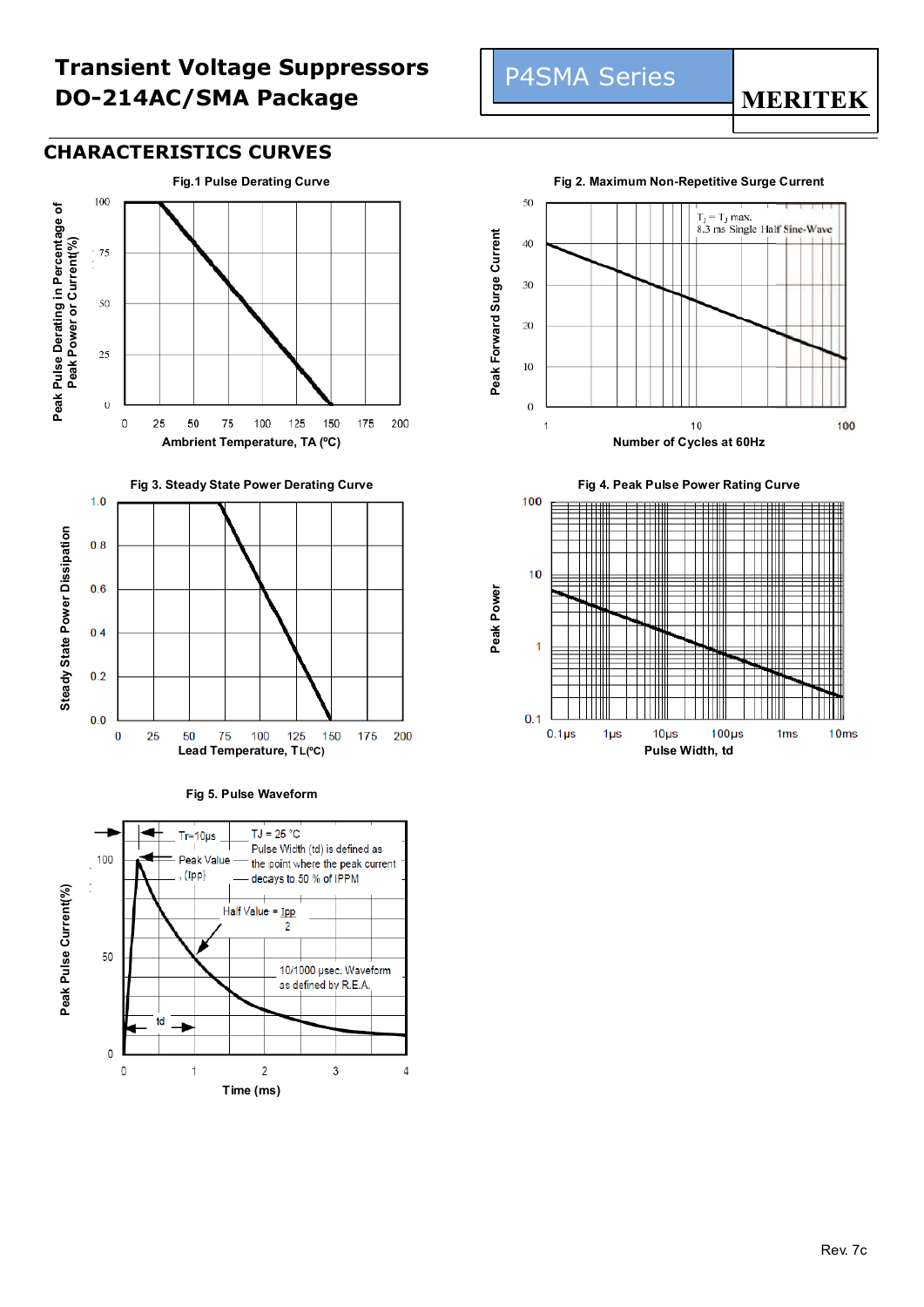# CHARACTERISTICS CURVES

**Fig.1 Pulse Derating Curve**

Peak Pulse Derating in Percentage of Peak Power or Current(%)

100
75
50
25
0

0 25 50 75 100 125 150 175 200

Ambrient Temperature, TA (ºC)

**Fig 2. Maximum Non-Repetitive Surge Current**

Peak Forward Surge Current

$T_J = T_J$ max.
8.3 ms Single Half Sine-Wave

50
40
30
20
10
0

1 10 100

Number of Cycles at 60Hz

**Fig 3. Steady State Power Derating Curve**

Steady State Power Dissipation

1.0
0.8
0.6
0.4
0.2
0.0

0 25 50 75 100 125 150 175 200

Lead Temperature, TL(ºC)

**Fig 4. Peak Pulse Power Rating Curve**

Peak Power

100
10
1
0.1

0.1μs 1μs 10μs 100μs 1ms 10ms

Pulse Width, td

**Fig 5. Pulse Waveform**

Peak Pulse Current(%)

Tr=10μs

TJ = 25 °C
Pulse Width (td) is defined as the point where the peak current decays to 50 % of IPPM

Peak Value (Ipp)

Half Value = Ipp/2

10/1000 μsec. Waveform as defined by R.E.A.

td

100
50
0

0 1 2 3 4

Time (ms)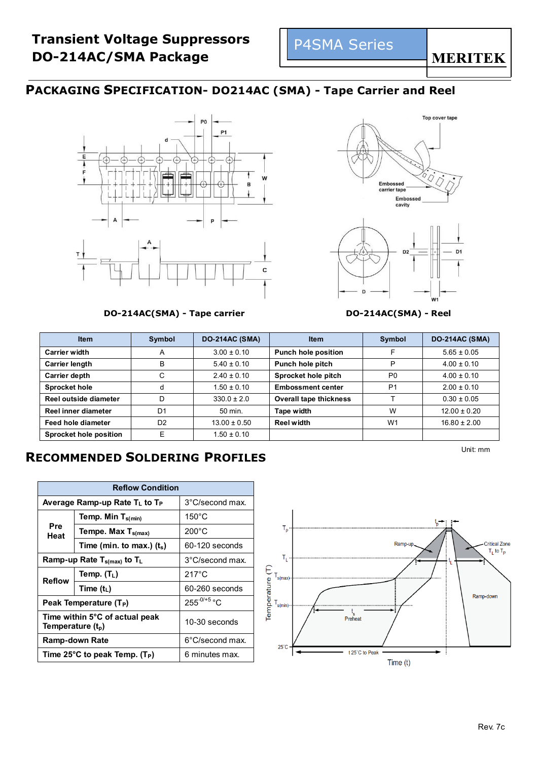# Transient Voltage Suppressors DO-214AC/SMA Package

P4SMA Series

MERITEK

## PACKAGING SPECIFICATION- DO214AC (SMA) - Tape Carrier and Reel

P0
P1
d
E
F
W
B
A
P
T
A
C

Top cover tape
Embossed carrier tape
Embossed cavity

D2
D1
D
W1

DO-214AC(SMA) - Tape carrier

DO-214AC(SMA) - Reel

| Item | Symbol | DO-214AC (SMA) | Item | Symbol | DO-214AC (SMA) |
|---|---|---|---|---|---|
| Carrier width | A | 3.00 ± 0.10 | Punch hole position | F | 5.65 ± 0.05 |
| Carrier length | B | 5.40 ± 0.10 | Punch hole pitch | P | 4.00 ± 0.10 |
| Carrier depth | C | 2.40 ± 0.10 | Sprocket hole pitch | P0 | 4.00 ± 0.10 |
| Sprocket hole | d | 1.50 ± 0.10 | Embossment center | P1 | 2.00 ± 0.10 |
| Reel outside diameter | D | 330.0 ± 2.0 | Overall tape thickness | T | 0.30 ± 0.05 |
| Reel inner diameter | D1 | 50 min. | Tape width | W | 12.00 ± 0.20 |
| Feed hole diameter | D2 | 13.00 ± 0.50 | Reel width | W1 | 16.80 ± 2.00 |
| Sprocket hole position | E | 1.50 ± 0.10 | | | |

Unit: mm

## RECOMMENDED SOLDERING PROFILES

| Reflow Condition | | |
|---|---|---|
| Average Ramp-up Rate $T_L$ to $T_P$ | | 3°C/second max. |
| Pre Heat | Temp. Min $T_{s(min)}$ | 150°C |
| | Tempe. Max $T_{s(max)}$ | 200°C |
| | Time (min. to max.) ($t_s$) | 60-120 seconds |
| Ramp-up Rate $T_{s(max)}$ to $T_L$ | | 3°C/second max. |
| Reflow | Temp. ($T_L$) | 217°C |
| | Time ($t_L$) | 60-260 seconds |
| Peak Temperature ($T_P$) | | $255^{-0/+5}$ °C |
| Time within 5°C of actual peak Temperature ($t_p$) | | 10-30 seconds |
| Ramp-down Rate | | 6°C/second max. |
| Time 25°C to peak Temp. ($T_P$) | | 6 minutes max. |

$T_P$
$T_L$
$T_{s(max)}$
$T_{s(min)}$
25°C
$t_p$
$t_L$
$t_s$
Preheat
Ramp-up
Critical Zone $T_L$ to $T_P$
Ramp-down
t 25°C to Peak
Temperature (T)
Time (t)